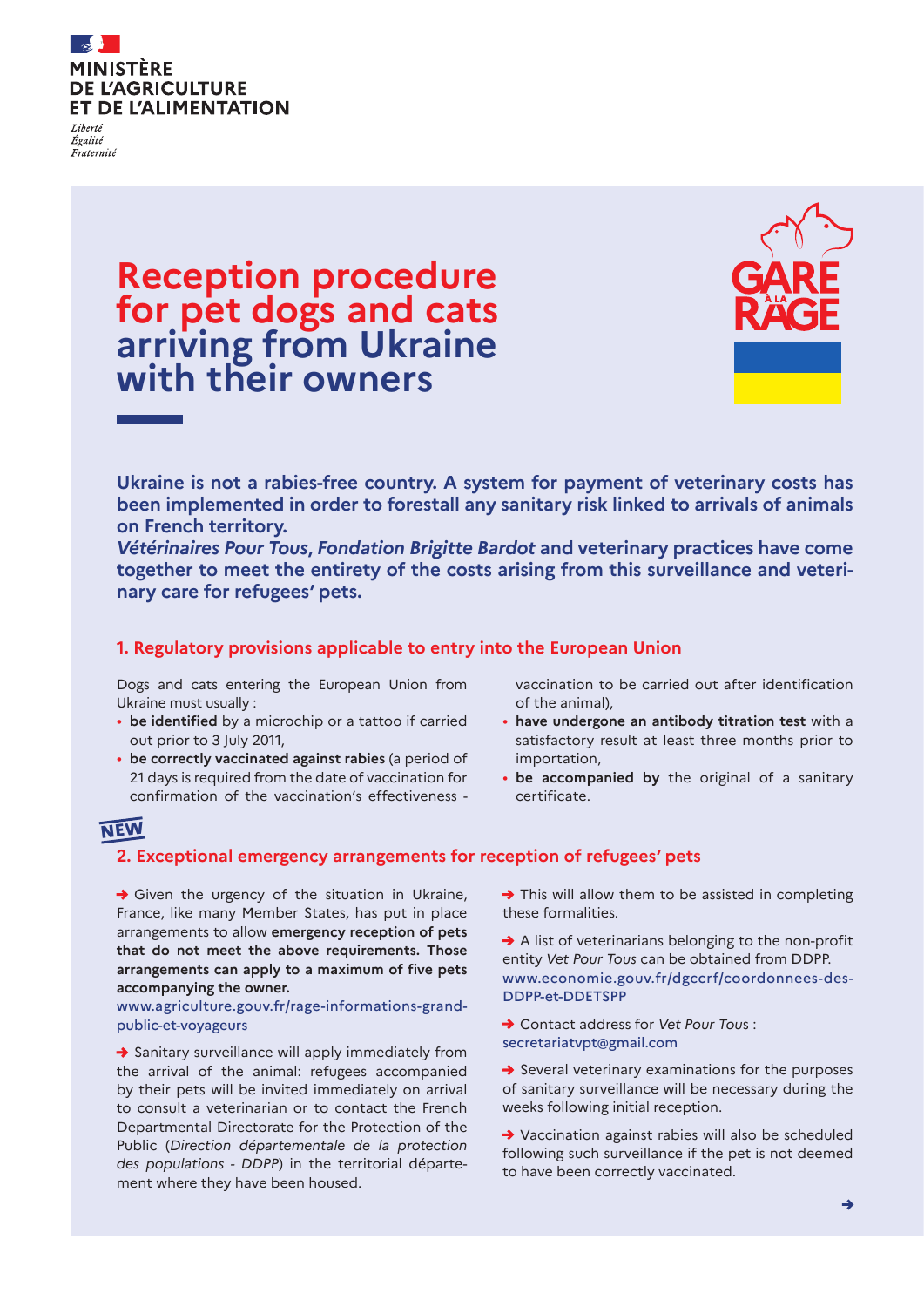MINISTÈRE
DE L'AGRICULTURE
ET DE L'ALIMENTATION

*Liberté*
*Égalité*
*Fraternité*

# Reception procedure for pet dogs and cats arriving from Ukraine with their owners

GARE À LA RAGE

**Ukraine is not a rabies-free country. A system for payment of veterinary costs has been implemented in order to forestall any sanitary risk linked to arrivals of animals on French territory.**
***Vétérinaires Pour Tous*, *Fondation Brigitte Bardot* and veterinary practices have come together to meet the entirety of the costs arising from this surveillance and veterinary care for refugees' pets.**

## 1. Regulatory provisions applicable to entry into the European Union

Dogs and cats entering the European Union from Ukraine must usually :

- **be identified** by a microchip or a tattoo if carried out prior to 3 July 2011,
- **be correctly vaccinated against rabies** (a period of 21 days is required from the date of vaccination for confirmation of the vaccination's effectiveness - vaccination to be carried out after identification of the animal),
- **have undergone an antibody titration test** with a satisfactory result at least three months prior to importation,
- **be accompanied by** the original of a sanitary certificate.

NEW

## 2. Exceptional emergency arrangements for reception of refugees' pets

➜ Given the urgency of the situation in Ukraine, France, like many Member States, has put in place arrangements to allow **emergency reception of pets that do not meet the above requirements. Those arrangements can apply to a maximum of five pets accompanying the owner.**
www.agriculture.gouv.fr/rage-informations-grand-public-et-voyageurs

➜ Sanitary surveillance will apply immediately from the arrival of the animal: refugees accompanied by their pets will be invited immediately on arrival to consult a veterinarian or to contact the French Departmental Directorate for the Protection of the Public (*Direction départementale de la protection des populations - DDPP*) in the territorial département where they have been housed.

➜ This will allow them to be assisted in completing these formalities.

➜ A list of veterinarians belonging to the non-profit entity *Vet Pour Tous* can be obtained from DDPP.
www.economie.gouv.fr/dgccrf/coordonnees-des-DDPP-et-DDETSPP

➜ Contact address for *Vet Pour Tous* :
secretariatvpt@gmail.com

➜ Several veterinary examinations for the purposes of sanitary surveillance will be necessary during the weeks following initial reception.

➜ Vaccination against rabies will also be scheduled following such surveillance if the pet is not deemed to have been correctly vaccinated.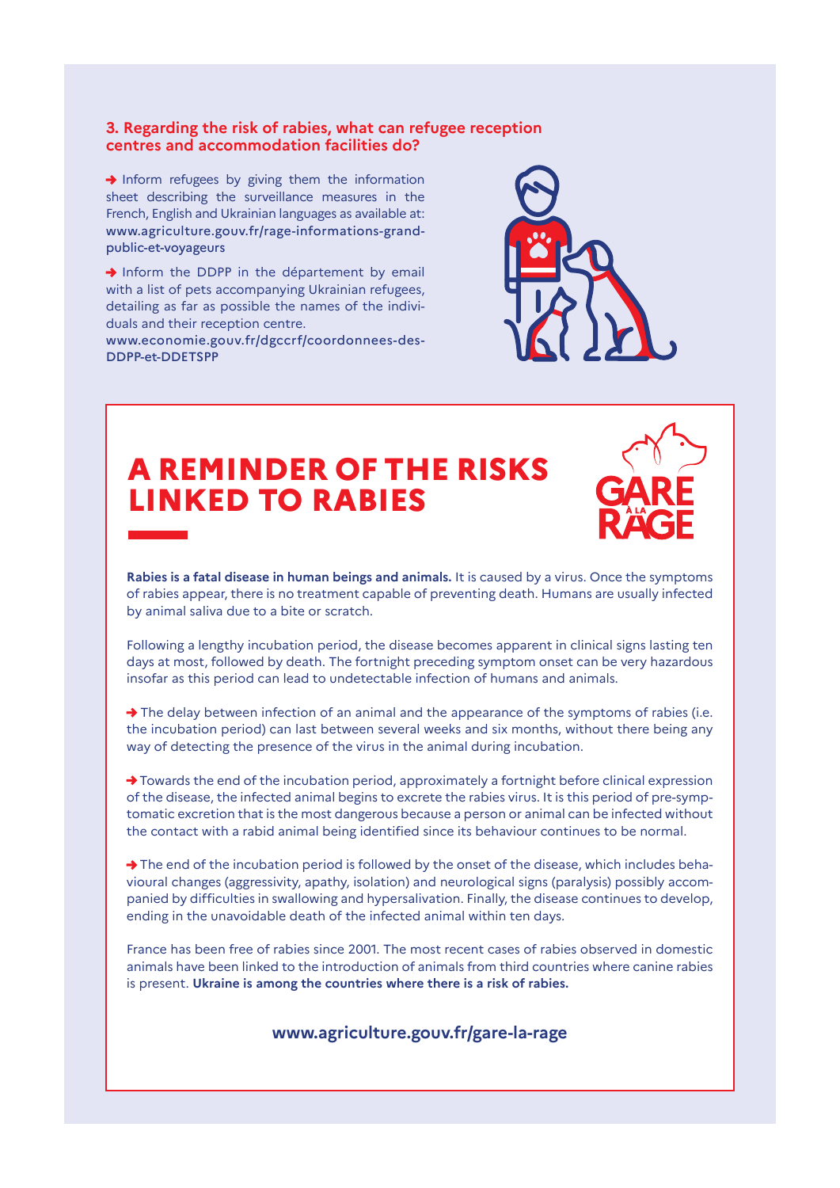### 3. Regarding the risk of rabies, what can refugee reception centres and accommodation facilities do?

→ Inform refugees by giving them the information sheet describing the surveillance measures in the French, English and Ukrainian languages as available at: www.agriculture.gouv.fr/rage-informations-grand-public-et-voyageurs

→ Inform the DDPP in the département by email with a list of pets accompanying Ukrainian refugees, detailing as far as possible the names of the individuals and their reception centre.
www.economie.gouv.fr/dgccrf/coordonnees-des-DDPP-et-DDETSPP

# A REMINDER OF THE RISKS LINKED TO RABIES

GARE À LA RAGE

**Rabies is a fatal disease in human beings and animals.** It is caused by a virus. Once the symptoms of rabies appear, there is no treatment capable of preventing death. Humans are usually infected by animal saliva due to a bite or scratch.

Following a lengthy incubation period, the disease becomes apparent in clinical signs lasting ten days at most, followed by death. The fortnight preceding symptom onset can be very hazardous insofar as this period can lead to undetectable infection of humans and animals.

→ The delay between infection of an animal and the appearance of the symptoms of rabies (i.e. the incubation period) can last between several weeks and six months, without there being any way of detecting the presence of the virus in the animal during incubation.

→ Towards the end of the incubation period, approximately a fortnight before clinical expression of the disease, the infected animal begins to excrete the rabies virus. It is this period of pre-symptomatic excretion that is the most dangerous because a person or animal can be infected without the contact with a rabid animal being identified since its behaviour continues to be normal.

→ The end of the incubation period is followed by the onset of the disease, which includes behavioural changes (aggressivity, apathy, isolation) and neurological signs (paralysis) possibly accompanied by difficulties in swallowing and hypersalivation. Finally, the disease continues to develop, ending in the unavoidable death of the infected animal within ten days.

France has been free of rabies since 2001. The most recent cases of rabies observed in domestic animals have been linked to the introduction of animals from third countries where canine rabies is present. **Ukraine is among the countries where there is a risk of rabies.**

**www.agriculture.gouv.fr/gare-la-rage**